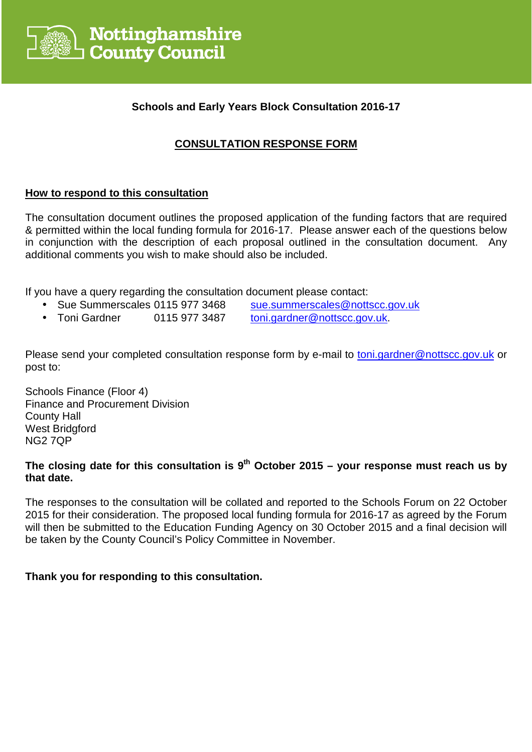Nottinghamshire County Council

**Schools and Early Years Block Consultation 2016-17**

# CONSULTATION RESPONSE FORM

## How to respond to this consultation

The consultation document outlines the proposed application of the funding factors that are required & permitted within the local funding formula for 2016-17. Please answer each of the questions below in conjunction with the description of each proposal outlined in the consultation document. Any additional comments you wish to make should also be included.

If you have a query regarding the consultation document please contact:

- Sue Summerscales 0115 977 3468 sue.summerscales@nottscc.gov.uk
- Toni Gardner 0115 977 3487 toni.gardner@nottscc.gov.uk.

Please send your completed consultation response form by e-mail to toni.gardner@nottscc.gov.uk or post to:

Schools Finance (Floor 4)
Finance and Procurement Division
County Hall
West Bridgford
NG2 7QP

**The closing date for this consultation is 9th October 2015 – your response must reach us by that date.**

The responses to the consultation will be collated and reported to the Schools Forum on 22 October 2015 for their consideration. The proposed local funding formula for 2016-17 as agreed by the Forum will then be submitted to the Education Funding Agency on 30 October 2015 and a final decision will be taken by the County Council's Policy Committee in November.

**Thank you for responding to this consultation.**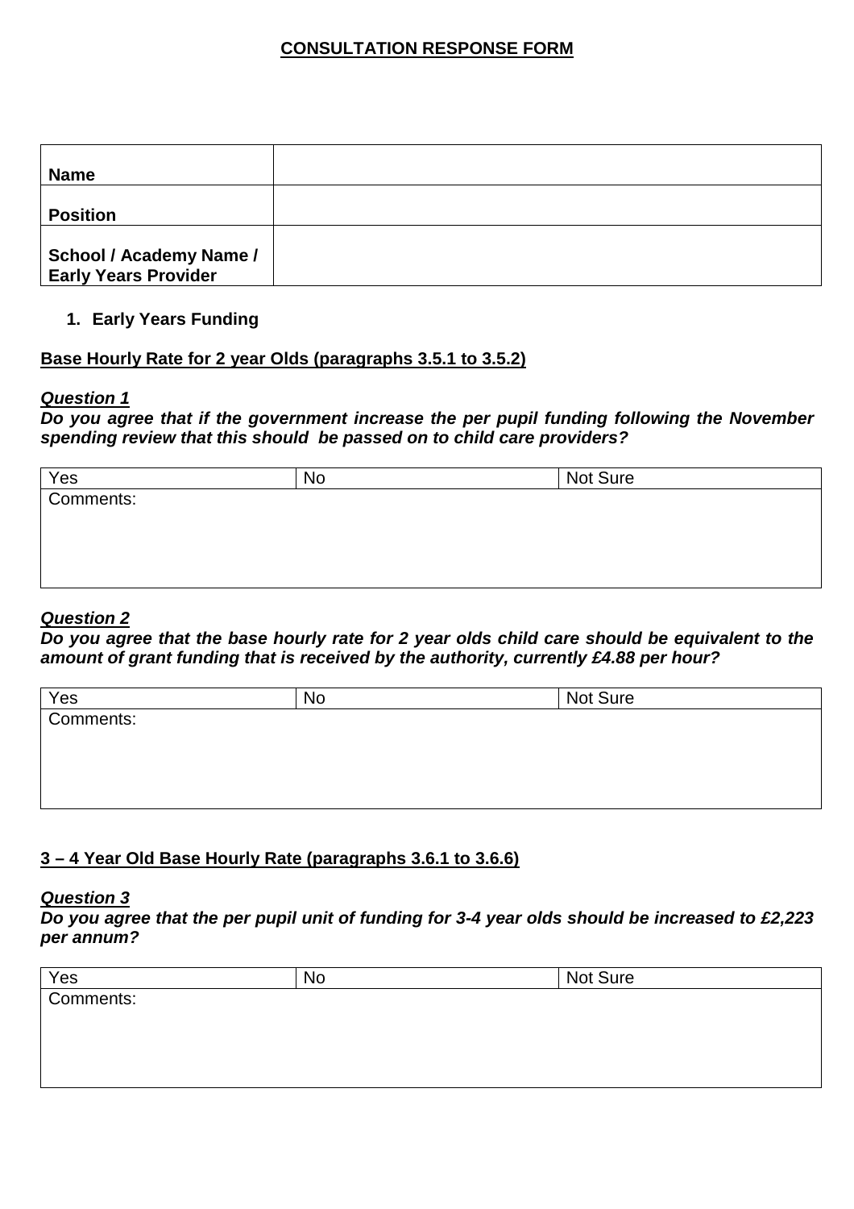**CONSULTATION RESPONSE FORM**

| **Name** | |
|---|---|
| **Position** | |
| **School / Academy Name / Early Years Provider** | |

1. **Early Years Funding**

**Base Hourly Rate for 2 year Olds (paragraphs 3.5.1 to 3.5.2)**

***Question 1***

***Do you agree that if the government increase the per pupil funding following the November spending review that this should be passed on to child care providers?***

| Yes | No | Not Sure |
|---|---|---|
| Comments: | | |

***Question 2***

***Do you agree that the base hourly rate for 2 year olds child care should be equivalent to the amount of grant funding that is received by the authority, currently £4.88 per hour?***

| Yes | No | Not Sure |
|---|---|---|
| Comments: | | |

**3 – 4 Year Old Base Hourly Rate (paragraphs 3.6.1 to 3.6.6)**

***Question 3***

***Do you agree that the per pupil unit of funding for 3-4 year olds should be increased to £2,223 per annum?***

| Yes | No | Not Sure |
|---|---|---|
| Comments: | | |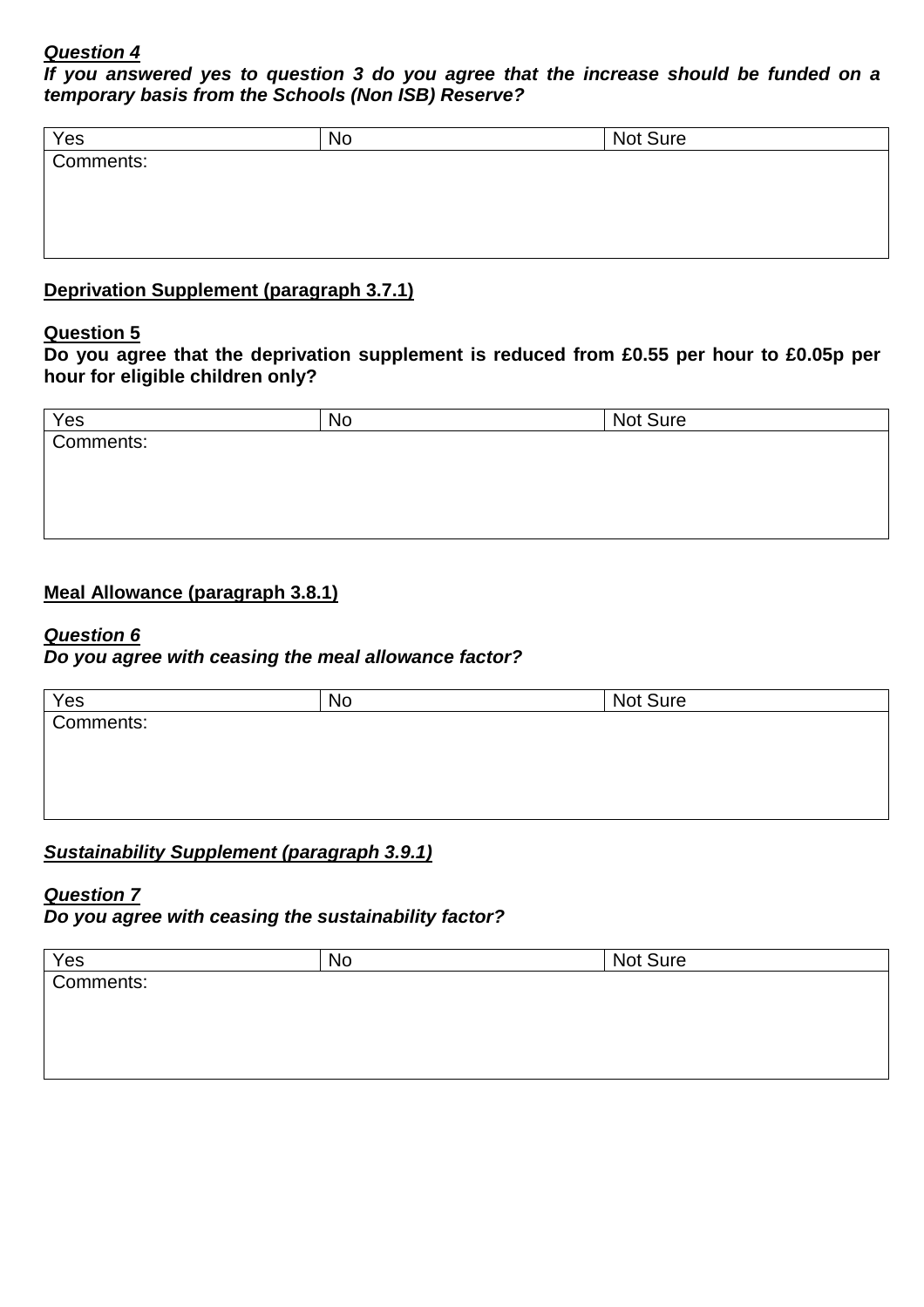***Question 4***
***If you answered yes to question 3 do you agree that the increase should be funded on a temporary basis from the Schools (Non ISB) Reserve?***

| Yes | No | Not Sure |
|---|---|---|
| Comments: | | |

**Deprivation Supplement (paragraph 3.7.1)**

**Question 5**
**Do you agree that the deprivation supplement is reduced from £0.55 per hour to £0.05p per hour for eligible children only?**

| Yes | No | Not Sure |
|---|---|---|
| Comments: | | |

**Meal Allowance (paragraph 3.8.1)**

***Question 6***
***Do you agree with ceasing the meal allowance factor?***

| Yes | No | Not Sure |
|---|---|---|
| Comments: | | |

***Sustainability Supplement (paragraph 3.9.1)***

***Question 7***
***Do you agree with ceasing the sustainability factor?***

| Yes | No | Not Sure |
|---|---|---|
| Comments: | | |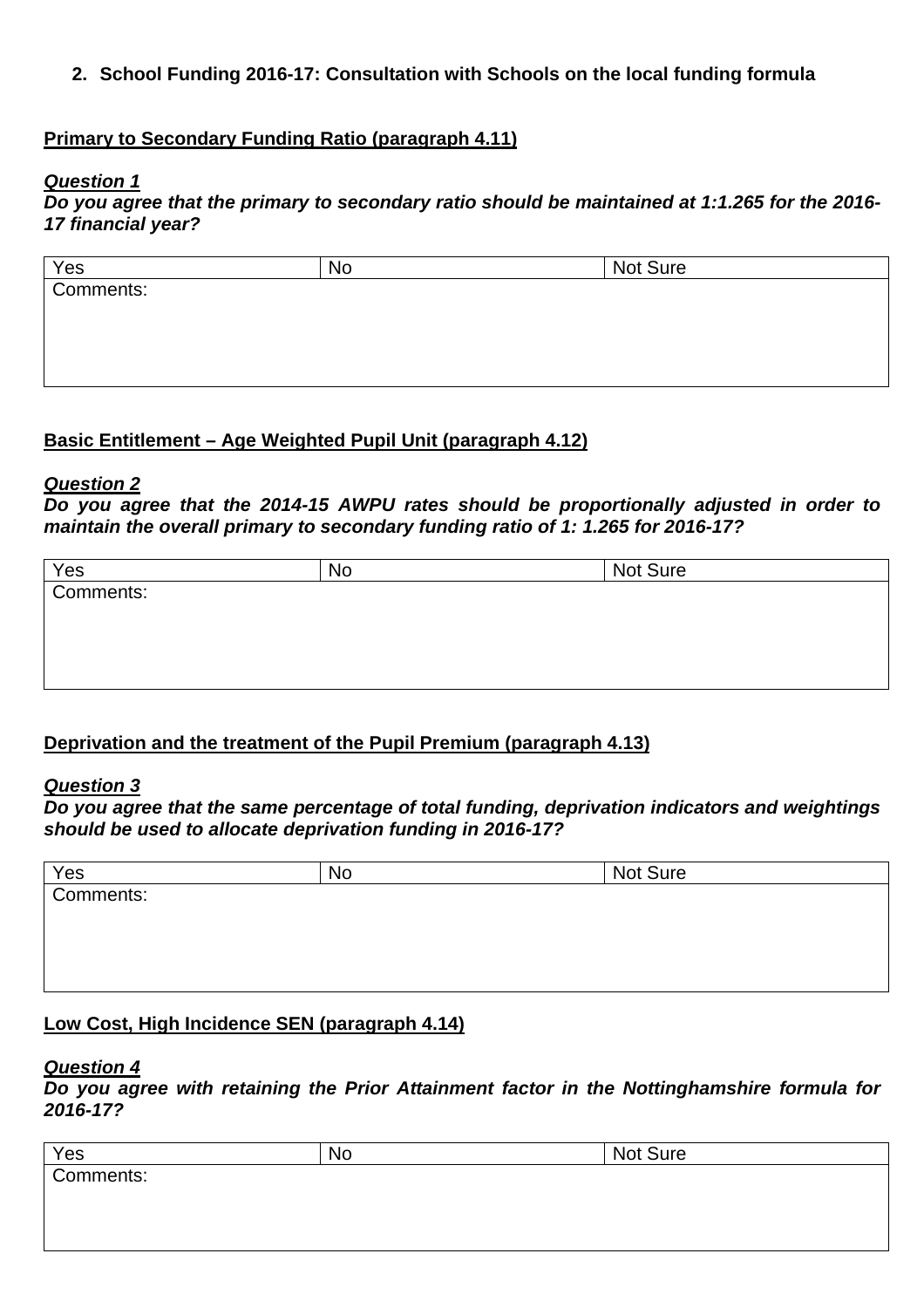2. **School Funding 2016-17: Consultation with Schools on the local funding formula**

**Primary to Secondary Funding Ratio (paragraph 4.11)**

***Question 1***

***Do you agree that the primary to secondary ratio should be maintained at 1:1.265 for the 2016-17 financial year?***

| Yes | No | Not Sure |
|---|---|---|
| Comments: | | |

**Basic Entitlement – Age Weighted Pupil Unit (paragraph 4.12)**

***Question 2***

***Do you agree that the 2014-15 AWPU rates should be proportionally adjusted in order to maintain the overall primary to secondary funding ratio of 1: 1.265 for 2016-17?***

| Yes | No | Not Sure |
|---|---|---|
| Comments: | | |

**Deprivation and the treatment of the Pupil Premium (paragraph 4.13)**

***Question 3***

***Do you agree that the same percentage of total funding, deprivation indicators and weightings should be used to allocate deprivation funding in 2016-17?***

| Yes | No | Not Sure |
|---|---|---|
| Comments: | | |

**Low Cost, High Incidence SEN (paragraph 4.14)**

***Question 4***

***Do you agree with retaining the Prior Attainment factor in the Nottinghamshire formula for 2016-17?***

| Yes | No | Not Sure |
|---|---|---|
| Comments: | | |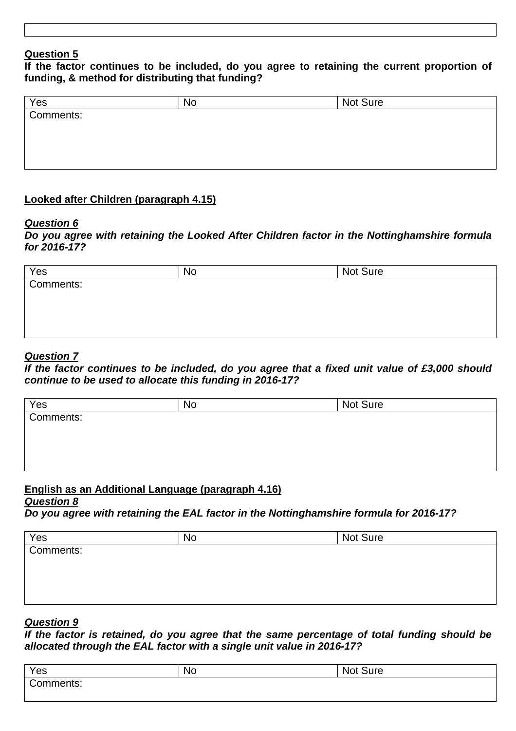| |
|---|
| |

**Question 5**

**If the factor continues to be included, do you agree to retaining the current proportion of funding, & method for distributing that funding?**

| Yes | No | Not Sure |
|---|---|---|
| Comments: | | |

**Looked after Children (paragraph 4.15)**

***Question 6***

***Do you agree with retaining the Looked After Children factor in the Nottinghamshire formula for 2016-17?***

| Yes | No | Not Sure |
|---|---|---|
| Comments: | | |

***Question 7***

***If the factor continues to be included, do you agree that a fixed unit value of £3,000 should continue to be used to allocate this funding in 2016-17?***

| Yes | No | Not Sure |
|---|---|---|
| Comments: | | |

**English as an Additional Language (paragraph 4.16)**

***Question 8***

***Do you agree with retaining the EAL factor in the Nottinghamshire formula for 2016-17?***

| Yes | No | Not Sure |
|---|---|---|
| Comments: | | |

***Question 9***

***If the factor is retained, do you agree that the same percentage of total funding should be allocated through the EAL factor with a single unit value in 2016-17?***

| Yes | No | Not Sure |
|---|---|---|
| Comments: | | |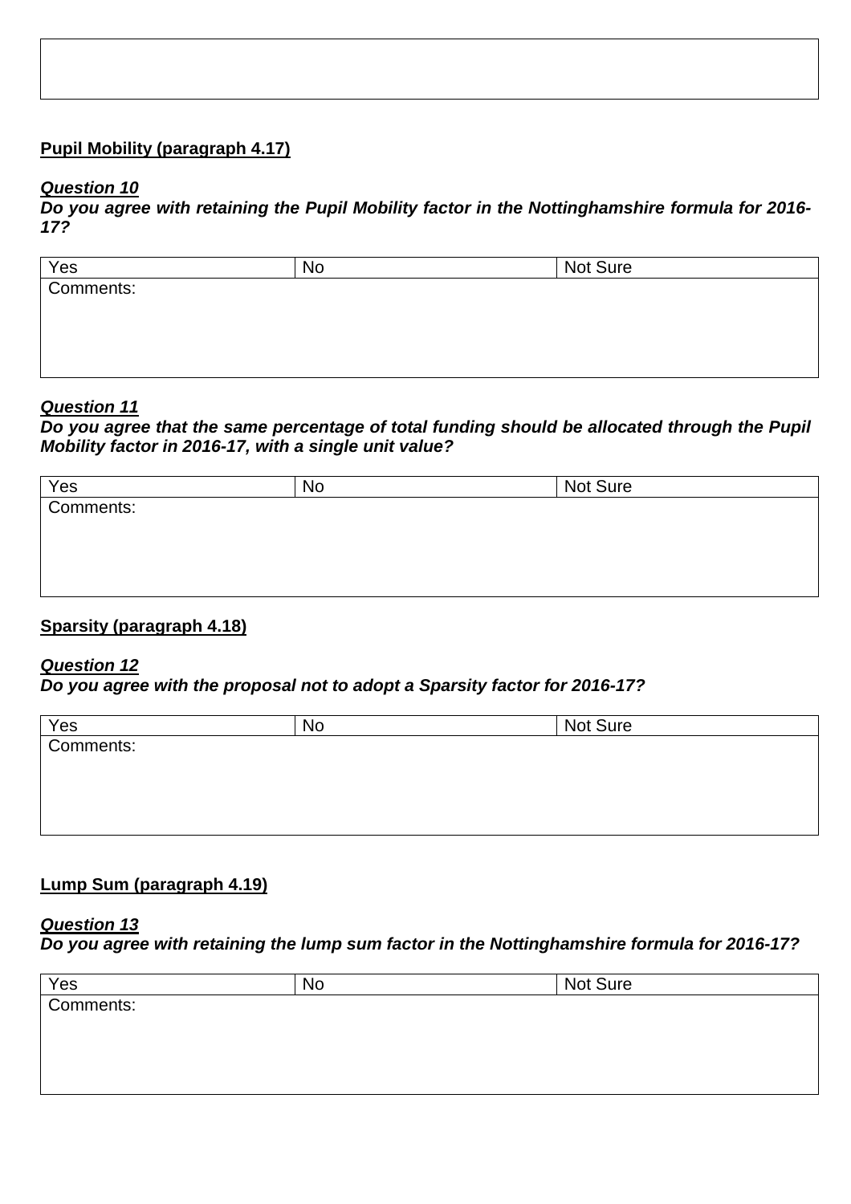| |
|---|
| |

**<u>Pupil Mobility (paragraph 4.17)</u>**

***<u>Question 10</u>***

***Do you agree with retaining the Pupil Mobility factor in the Nottinghamshire formula for 2016-17?***

| Yes | No | Not Sure |
|---|---|---|
| Comments: | | |

***<u>Question 11</u>***

***Do you agree that the same percentage of total funding should be allocated through the Pupil Mobility factor in 2016-17, with a single unit value?***

| Yes | No | Not Sure |
|---|---|---|
| Comments: | | |

**<u>Sparsity (paragraph 4.18)</u>**

***<u>Question 12</u>***

***Do you agree with the proposal not to adopt a Sparsity factor for 2016-17?***

| Yes | No | Not Sure |
|---|---|---|
| Comments: | | |

**<u>Lump Sum (paragraph 4.19)</u>**

***<u>Question 13</u>***

***Do you agree with retaining the lump sum factor in the Nottinghamshire formula for 2016-17?***

| Yes | No | Not Sure |
|---|---|---|
| Comments: | | |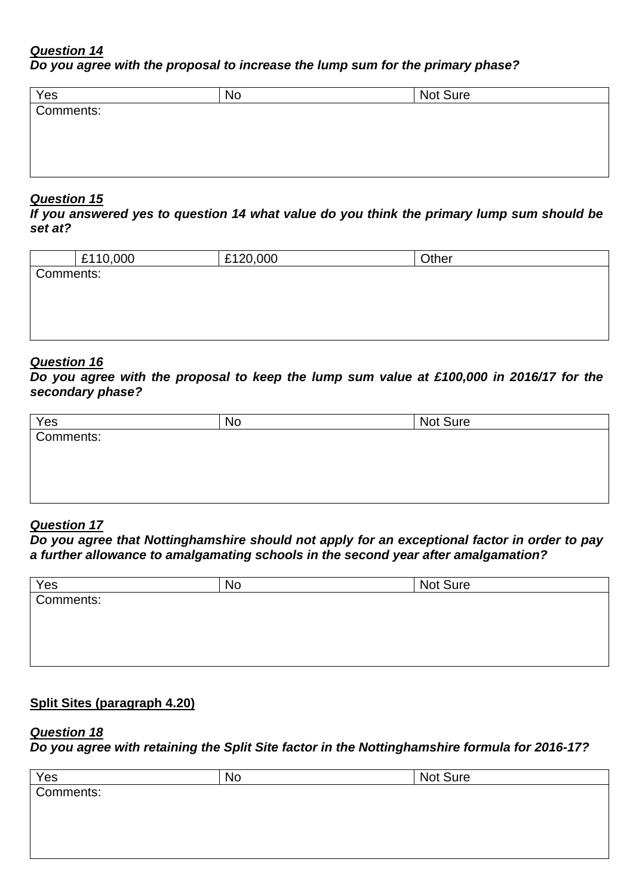***Question 14***
***Do you agree with the proposal to increase the lump sum for the primary phase?***

| Yes | No | Not Sure |
|---|---|---|
| Comments: | | |

***Question 15***
***If you answered yes to question 14 what value do you think the primary lump sum should be set at?***

| | £110,000 | £120,000 | Other |
|---|---|---|---|
| Comments: | | | |

***Question 16***
***Do you agree with the proposal to keep the lump sum value at £100,000 in 2016/17 for the secondary phase?***

| Yes | No | Not Sure |
|---|---|---|
| Comments: | | |

***Question 17***
***Do you agree that Nottinghamshire should not apply for an exceptional factor in order to pay a further allowance to amalgamating schools in the second year after amalgamation?***

| Yes | No | Not Sure |
|---|---|---|
| Comments: | | |

**Split Sites (paragraph 4.20)**

***Question 18***
***Do you agree with retaining the Split Site factor in the Nottinghamshire formula for 2016-17?***

| Yes | No | Not Sure |
|---|---|---|
| Comments: | | |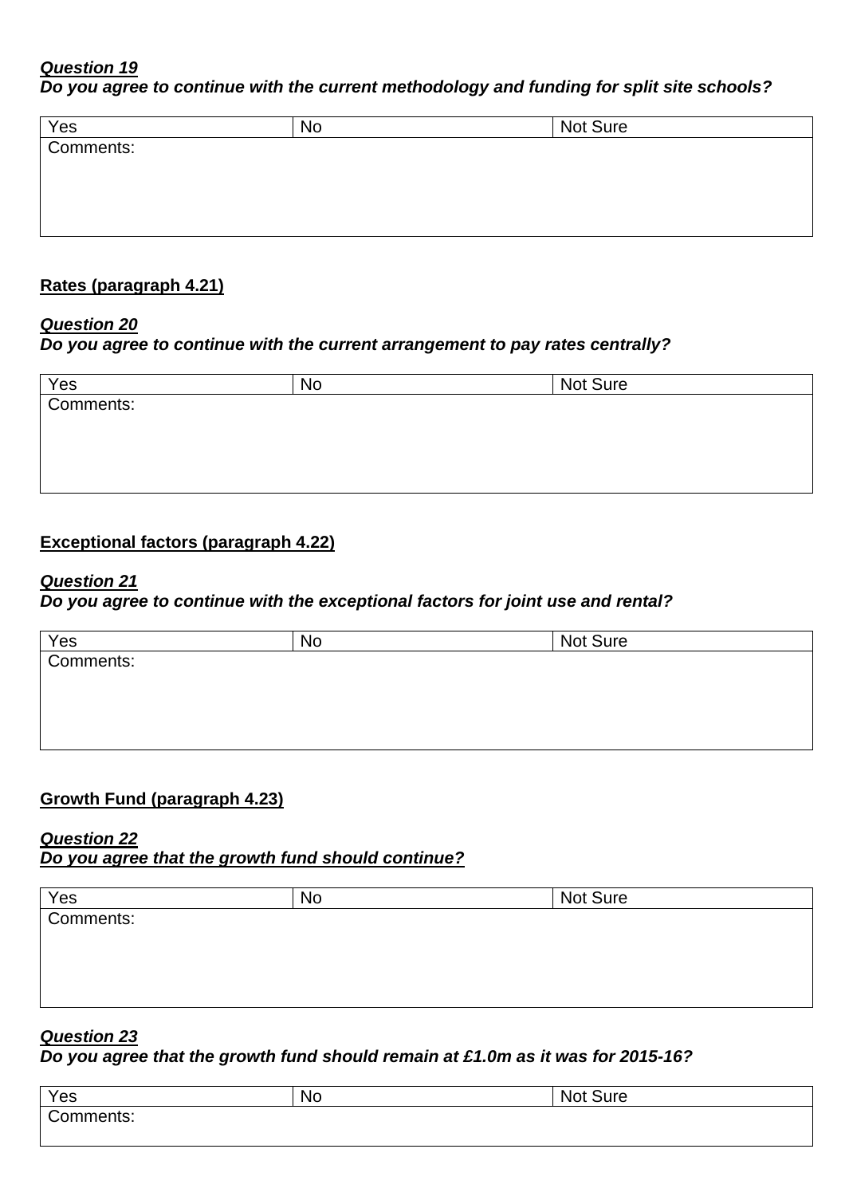***Question 19***
***Do you agree to continue with the current methodology and funding for split site schools?***

| Yes | No | Not Sure |
|---|---|---|
| Comments: | | |

**Rates (paragraph 4.21)**

***Question 20***
***Do you agree to continue with the current arrangement to pay rates centrally?***

| Yes | No | Not Sure |
|---|---|---|
| Comments: | | |

**Exceptional factors (paragraph 4.22)**

***Question 21***
***Do you agree to continue with the exceptional factors for joint use and rental?***

| Yes | No | Not Sure |
|---|---|---|
| Comments: | | |

**Growth Fund (paragraph 4.23)**

***Question 22***
***Do you agree that the growth fund should continue?***

| Yes | No | Not Sure |
|---|---|---|
| Comments: | | |

***Question 23***
***Do you agree that the growth fund should remain at £1.0m as it was for 2015-16?***

| Yes | No | Not Sure |
|---|---|---|
| Comments: | | |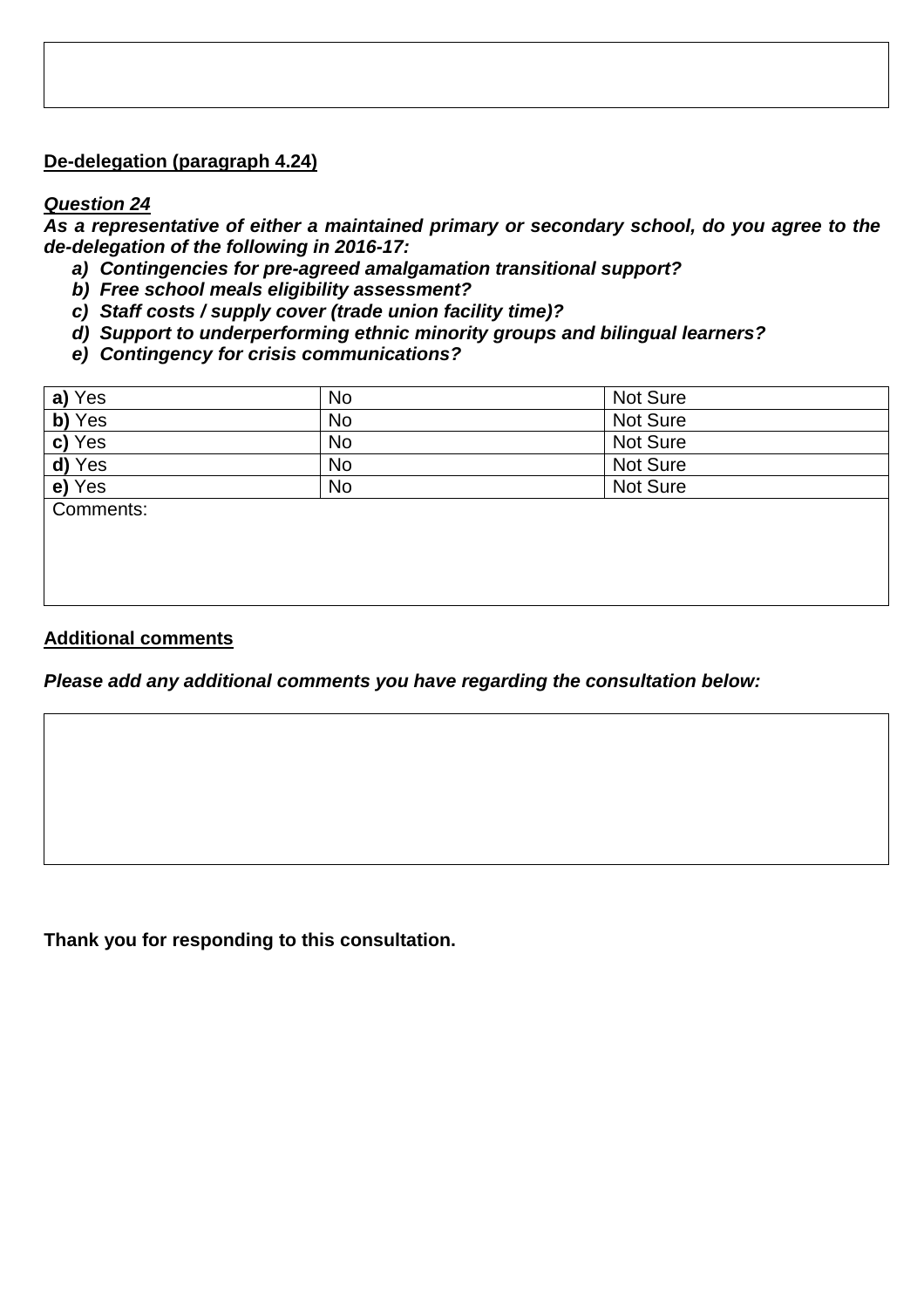**De-delegation (paragraph 4.24)**

***Question 24***

***As a representative of either a maintained primary or secondary school, do you agree to the de-delegation of the following in 2016-17:***

- ***a) Contingencies for pre-agreed amalgamation transitional support?***
- ***b) Free school meals eligibility assessment?***
- ***c) Staff costs / supply cover (trade union facility time)?***
- ***d) Support to underperforming ethnic minority groups and bilingual learners?***
- ***e) Contingency for crisis communications?***

| | | |
|---|---|---|
| **a)** Yes | No | Not Sure |
| **b)** Yes | No | Not Sure |
| **c)** Yes | No | Not Sure |
| **d)** Yes | No | Not Sure |
| **e)** Yes | No | Not Sure |
| Comments: | | |

**Additional comments**

***Please add any additional comments you have regarding the consultation below:***

**Thank you for responding to this consultation.**